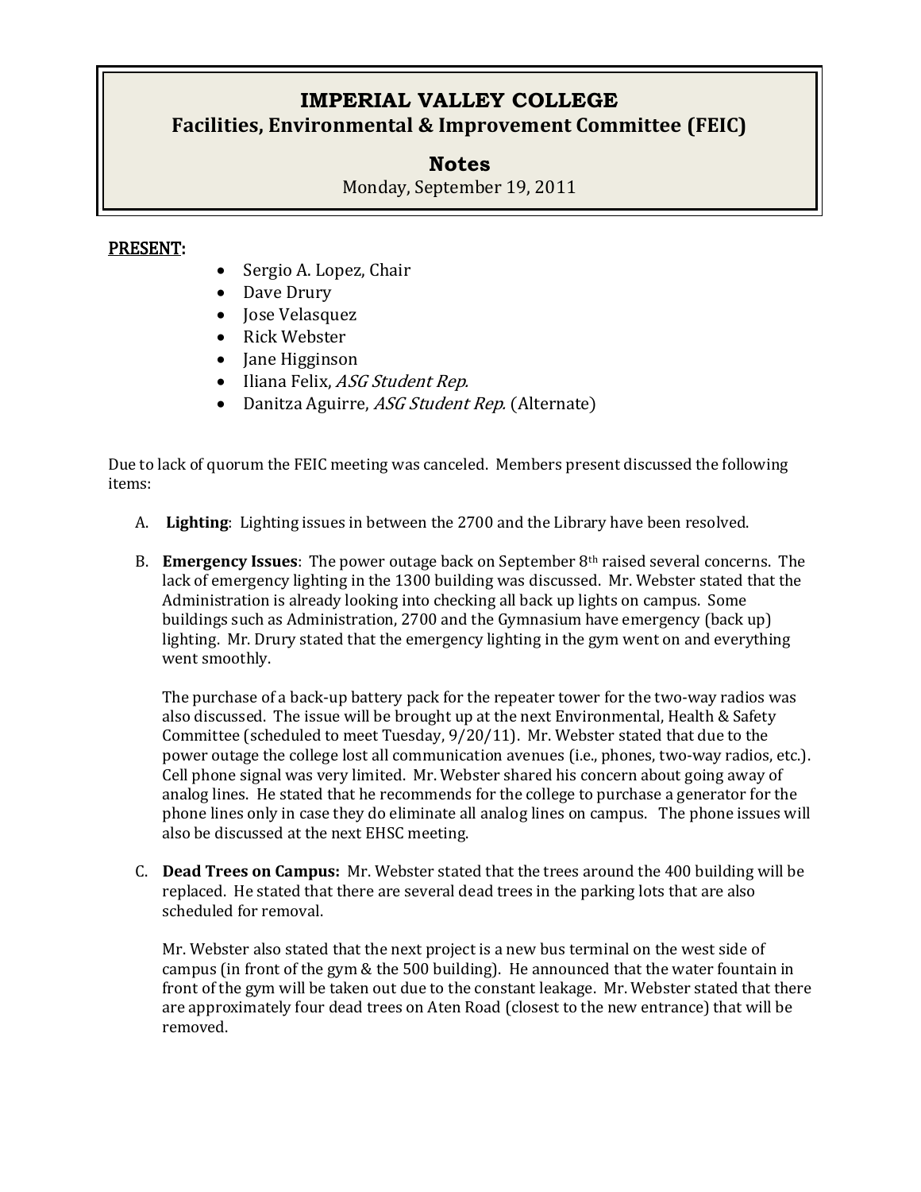# IMPERIAL VALLEY COLLEGE

## Facilities, Environmental & Improvement Committee (FEIC)

### Notes

Monday, September 19, 2011

**PRESENT:**

- Sergio A. Lopez, Chair
- Dave Drury
- Jose Velasquez
- Rick Webster
- Jane Higginson
- Iliana Felix, *ASG Student Rep.*
- Danitza Aguirre, *ASG Student Rep.* (Alternate)

Due to lack of quorum the FEIC meeting was canceled. Members present discussed the following items:

A. **Lighting**: Lighting issues in between the 2700 and the Library have been resolved.

B. **Emergency Issues**: The power outage back on September 8th raised several concerns. The lack of emergency lighting in the 1300 building was discussed. Mr. Webster stated that the Administration is already looking into checking all back up lights on campus. Some buildings such as Administration, 2700 and the Gymnasium have emergency (back up) lighting. Mr. Drury stated that the emergency lighting in the gym went on and everything went smoothly.

   The purchase of a back-up battery pack for the repeater tower for the two-way radios was also discussed. The issue will be brought up at the next Environmental, Health & Safety Committee (scheduled to meet Tuesday, 9/20/11). Mr. Webster stated that due to the power outage the college lost all communication avenues (i.e., phones, two-way radios, etc.). Cell phone signal was very limited. Mr. Webster shared his concern about going away of analog lines. He stated that he recommends for the college to purchase a generator for the phone lines only in case they do eliminate all analog lines on campus. The phone issues will also be discussed at the next EHSC meeting.

C. **Dead Trees on Campus:** Mr. Webster stated that the trees around the 400 building will be replaced. He stated that there are several dead trees in the parking lots that are also scheduled for removal.

   Mr. Webster also stated that the next project is a new bus terminal on the west side of campus (in front of the gym & the 500 building). He announced that the water fountain in front of the gym will be taken out due to the constant leakage. Mr. Webster stated that there are approximately four dead trees on Aten Road (closest to the new entrance) that will be removed.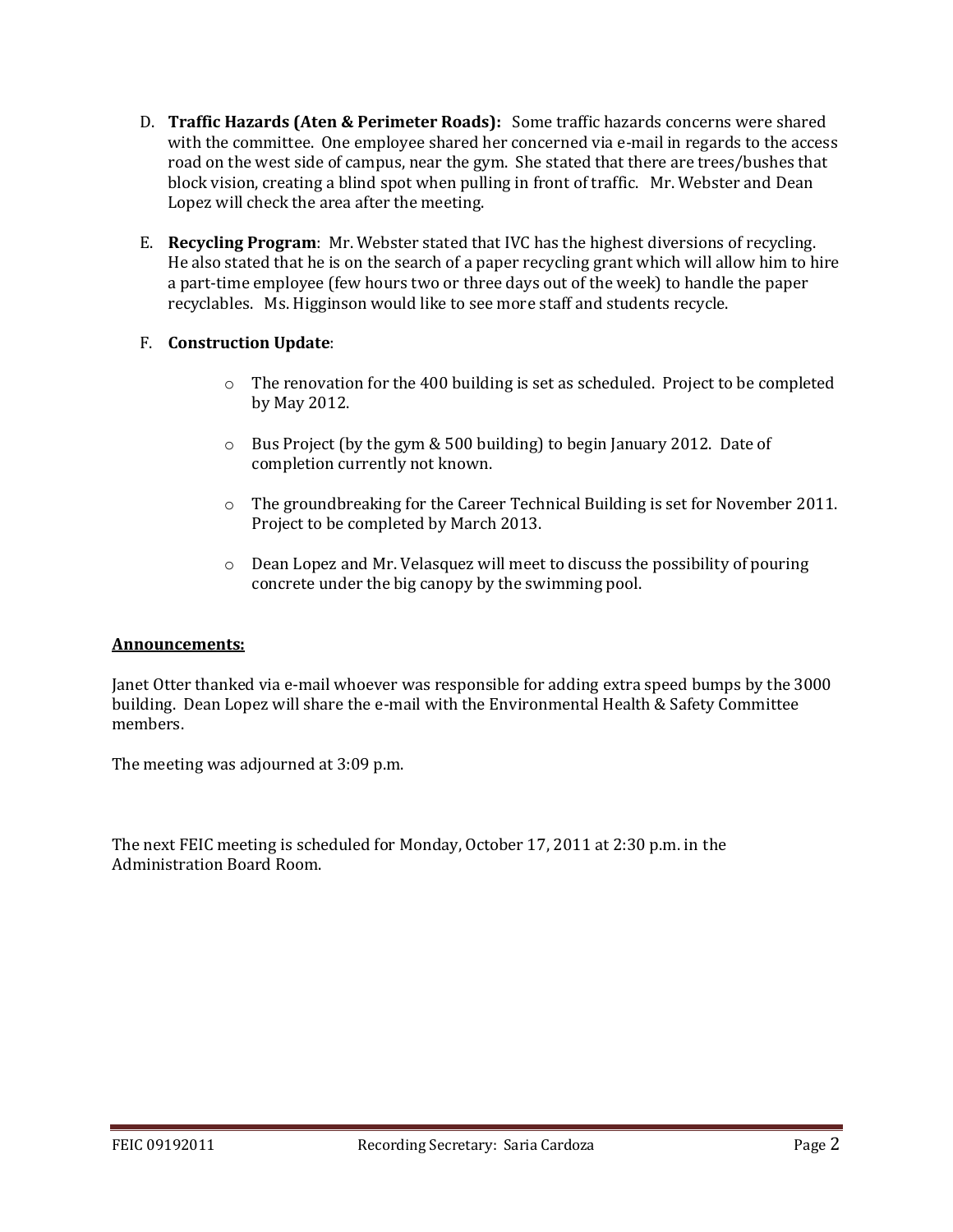D. **Traffic Hazards (Aten & Perimeter Roads):** Some traffic hazards concerns were shared with the committee. One employee shared her concerned via e-mail in regards to the access road on the west side of campus, near the gym. She stated that there are trees/bushes that block vision, creating a blind spot when pulling in front of traffic. Mr. Webster and Dean Lopez will check the area after the meeting.

E. **Recycling Program**: Mr. Webster stated that IVC has the highest diversions of recycling. He also stated that he is on the search of a paper recycling grant which will allow him to hire a part-time employee (few hours two or three days out of the week) to handle the paper recyclables. Ms. Higginson would like to see more staff and students recycle.

F. **Construction Update**:

- The renovation for the 400 building is set as scheduled. Project to be completed by May 2012.
- Bus Project (by the gym & 500 building) to begin January 2012. Date of completion currently not known.
- The groundbreaking for the Career Technical Building is set for November 2011. Project to be completed by March 2013.
- Dean Lopez and Mr. Velasquez will meet to discuss the possibility of pouring concrete under the big canopy by the swimming pool.

**Announcements:**

Janet Otter thanked via e-mail whoever was responsible for adding extra speed bumps by the 3000 building. Dean Lopez will share the e-mail with the Environmental Health & Safety Committee members.

The meeting was adjourned at 3:09 p.m.

The next FEIC meeting is scheduled for Monday, October 17, 2011 at 2:30 p.m. in the Administration Board Room.